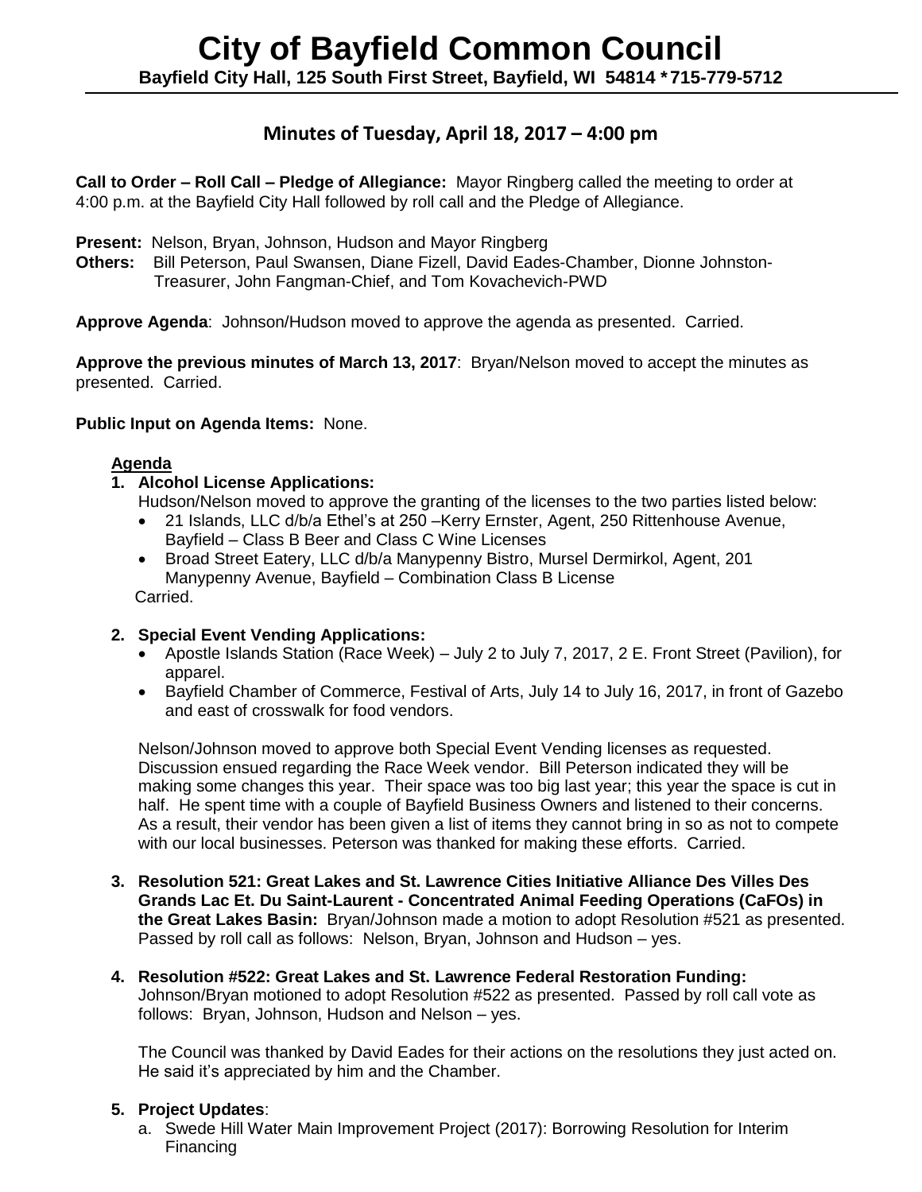# City of Bayfield Common Council

**Bayfield City Hall, 125 South First Street, Bayfield, WI 54814 *715-779-5712**

## Minutes of Tuesday, April 18, 2017 – 4:00 pm

**Call to Order – Roll Call – Pledge of Allegiance:** Mayor Ringberg called the meeting to order at 4:00 p.m. at the Bayfield City Hall followed by roll call and the Pledge of Allegiance.

**Present:** Nelson, Bryan, Johnson, Hudson and Mayor Ringberg
**Others:** Bill Peterson, Paul Swansen, Diane Fizell, David Eades-Chamber, Dionne Johnston-Treasurer, John Fangman-Chief, and Tom Kovachevich-PWD

**Approve Agenda**: Johnson/Hudson moved to approve the agenda as presented. Carried.

**Approve the previous minutes of March 13, 2017**: Bryan/Nelson moved to accept the minutes as presented. Carried.

**Public Input on Agenda Items:** None.

**Agenda**

1. **Alcohol License Applications:**
   Hudson/Nelson moved to approve the granting of the licenses to the two parties listed below:
   - 21 Islands, LLC d/b/a Ethel's at 250 –Kerry Ernster, Agent, 250 Rittenhouse Avenue, Bayfield – Class B Beer and Class C Wine Licenses
   - Broad Street Eatery, LLC d/b/a Manypenny Bistro, Mursel Dermirkol, Agent, 201 Manypenny Avenue, Bayfield – Combination Class B License

   Carried.

2. **Special Event Vending Applications:**
   - Apostle Islands Station (Race Week) – July 2 to July 7, 2017, 2 E. Front Street (Pavilion), for apparel.
   - Bayfield Chamber of Commerce, Festival of Arts, July 14 to July 16, 2017, in front of Gazebo and east of crosswalk for food vendors.

   Nelson/Johnson moved to approve both Special Event Vending licenses as requested. Discussion ensued regarding the Race Week vendor. Bill Peterson indicated they will be making some changes this year. Their space was too big last year; this year the space is cut in half. He spent time with a couple of Bayfield Business Owners and listened to their concerns. As a result, their vendor has been given a list of items they cannot bring in so as not to compete with our local businesses. Peterson was thanked for making these efforts. Carried.

3. **Resolution 521: Great Lakes and St. Lawrence Cities Initiative Alliance Des Villes Des Grands Lac Et. Du Saint-Laurent - Concentrated Animal Feeding Operations (CaFOs) in the Great Lakes Basin:** Bryan/Johnson made a motion to adopt Resolution #521 as presented. Passed by roll call as follows: Nelson, Bryan, Johnson and Hudson – yes.

4. **Resolution #522: Great Lakes and St. Lawrence Federal Restoration Funding:** Johnson/Bryan motioned to adopt Resolution #522 as presented. Passed by roll call vote as follows: Bryan, Johnson, Hudson and Nelson – yes.

   The Council was thanked by David Eades for their actions on the resolutions they just acted on. He said it's appreciated by him and the Chamber.

5. **Project Updates**:
   a. Swede Hill Water Main Improvement Project (2017): Borrowing Resolution for Interim Financing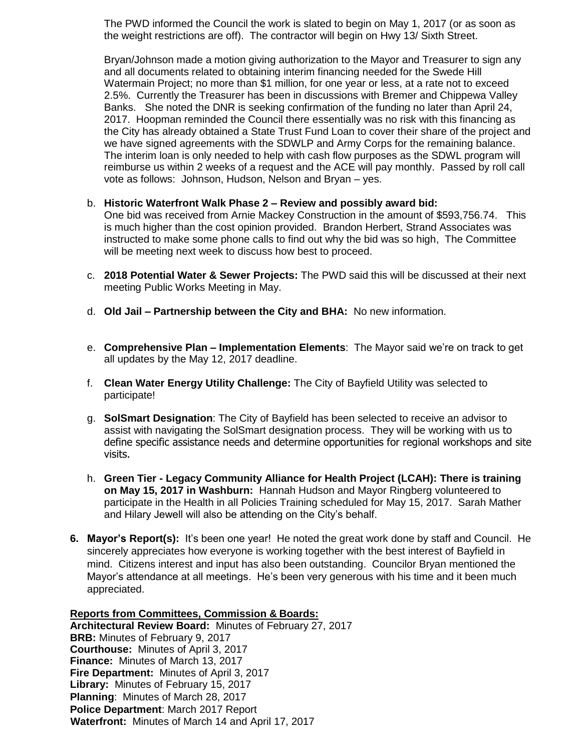The PWD informed the Council the work is slated to begin on May 1, 2017 (or as soon as the weight restrictions are off). The contractor will begin on Hwy 13/ Sixth Street.

Bryan/Johnson made a motion giving authorization to the Mayor and Treasurer to sign any and all documents related to obtaining interim financing needed for the Swede Hill Watermain Project; no more than $1 million, for one year or less, at a rate not to exceed 2.5%. Currently the Treasurer has been in discussions with Bremer and Chippewa Valley Banks. She noted the DNR is seeking confirmation of the funding no later than April 24, 2017. Hoopman reminded the Council there essentially was no risk with this financing as the City has already obtained a State Trust Fund Loan to cover their share of the project and we have signed agreements with the SDWLP and Army Corps for the remaining balance. The interim loan is only needed to help with cash flow purposes as the SDWL program will reimburse us within 2 weeks of a request and the ACE will pay monthly. Passed by roll call vote as follows: Johnson, Hudson, Nelson and Bryan – yes.

b. **Historic Waterfront Walk Phase 2 – Review and possibly award bid:** One bid was received from Arnie Mackey Construction in the amount of $593,756.74. This is much higher than the cost opinion provided. Brandon Herbert, Strand Associates was instructed to make some phone calls to find out why the bid was so high, The Committee will be meeting next week to discuss how best to proceed.

c. **2018 Potential Water & Sewer Projects:** The PWD said this will be discussed at their next meeting Public Works Meeting in May.

d. **Old Jail – Partnership between the City and BHA:** No new information.

e. **Comprehensive Plan – Implementation Elements**: The Mayor said we're on track to get all updates by the May 12, 2017 deadline.

f. **Clean Water Energy Utility Challenge:** The City of Bayfield Utility was selected to participate!

g. **SolSmart Designation**: The City of Bayfield has been selected to receive an advisor to assist with navigating the SolSmart designation process. They will be working with us to define specific assistance needs and determine opportunities for regional workshops and site visits.

h. **Green Tier - Legacy Community Alliance for Health Project (LCAH): There is training on May 15, 2017 in Washburn:** Hannah Hudson and Mayor Ringberg volunteered to participate in the Health in all Policies Training scheduled for May 15, 2017. Sarah Mather and Hilary Jewell will also be attending on the City's behalf.

**6. Mayor's Report(s):** It's been one year! He noted the great work done by staff and Council. He sincerely appreciates how everyone is working together with the best interest of Bayfield in mind. Citizens interest and input has also been outstanding. Councilor Bryan mentioned the Mayor's attendance at all meetings. He's been very generous with his time and it been much appreciated.

**Reports from Committees, Commission & Boards:**
**Architectural Review Board:** Minutes of February 27, 2017
**BRB:** Minutes of February 9, 2017
**Courthouse:** Minutes of April 3, 2017
**Finance:** Minutes of March 13, 2017
**Fire Department:** Minutes of April 3, 2017
**Library:** Minutes of February 15, 2017
**Planning**: Minutes of March 28, 2017
**Police Department**: March 2017 Report
**Waterfront:** Minutes of March 14 and April 17, 2017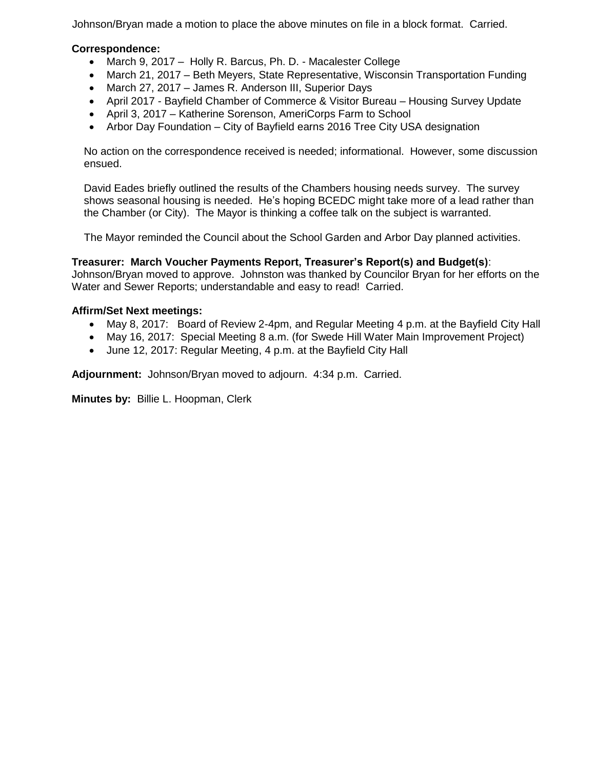Johnson/Bryan made a motion to place the above minutes on file in a block format. Carried.

**Correspondence:**

- March 9, 2017 – Holly R. Barcus, Ph. D. - Macalester College
- March 21, 2017 – Beth Meyers, State Representative, Wisconsin Transportation Funding
- March 27, 2017 – James R. Anderson III, Superior Days
- April 2017 - Bayfield Chamber of Commerce & Visitor Bureau – Housing Survey Update
- April 3, 2017 – Katherine Sorenson, AmeriCorps Farm to School
- Arbor Day Foundation – City of Bayfield earns 2016 Tree City USA designation

No action on the correspondence received is needed; informational. However, some discussion ensued.

David Eades briefly outlined the results of the Chambers housing needs survey. The survey shows seasonal housing is needed. He's hoping BCEDC might take more of a lead rather than the Chamber (or City). The Mayor is thinking a coffee talk on the subject is warranted.

The Mayor reminded the Council about the School Garden and Arbor Day planned activities.

**Treasurer: March Voucher Payments Report, Treasurer's Report(s) and Budget(s)**: Johnson/Bryan moved to approve. Johnston was thanked by Councilor Bryan for her efforts on the Water and Sewer Reports; understandable and easy to read! Carried.

**Affirm/Set Next meetings:**

- May 8, 2017: Board of Review 2-4pm, and Regular Meeting 4 p.m. at the Bayfield City Hall
- May 16, 2017: Special Meeting 8 a.m. (for Swede Hill Water Main Improvement Project)
- June 12, 2017: Regular Meeting, 4 p.m. at the Bayfield City Hall

**Adjournment:** Johnson/Bryan moved to adjourn. 4:34 p.m. Carried.

**Minutes by:** Billie L. Hoopman, Clerk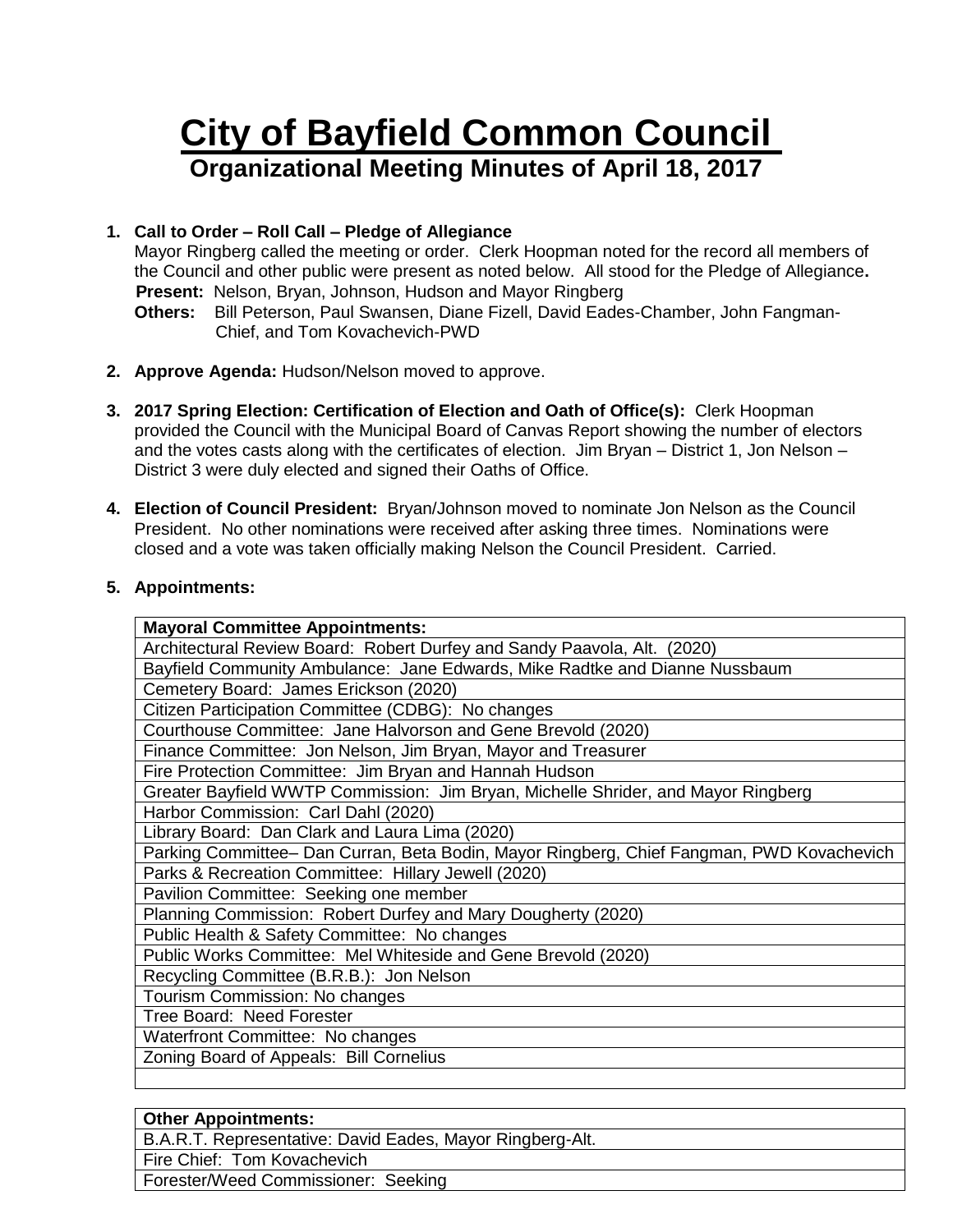# City of Bayfield Common Council

## Organizational Meeting Minutes of April 18, 2017

1. **Call to Order – Roll Call – Pledge of Allegiance**
   Mayor Ringberg called the meeting or order. Clerk Hoopman noted for the record all members of the Council and other public were present as noted below. All stood for the Pledge of Allegiance**.**
   **Present:** Nelson, Bryan, Johnson, Hudson and Mayor Ringberg
   **Others:** Bill Peterson, Paul Swansen, Diane Fizell, David Eades-Chamber, John Fangman-Chief, and Tom Kovachevich-PWD

2. **Approve Agenda:** Hudson/Nelson moved to approve.

3. **2017 Spring Election: Certification of Election and Oath of Office(s):** Clerk Hoopman provided the Council with the Municipal Board of Canvas Report showing the number of electors and the votes casts along with the certificates of election. Jim Bryan – District 1, Jon Nelson – District 3 were duly elected and signed their Oaths of Office.

4. **Election of Council President:** Bryan/Johnson moved to nominate Jon Nelson as the Council President. No other nominations were received after asking three times. Nominations were closed and a vote was taken officially making Nelson the Council President. Carried.

5. **Appointments:**

| **Mayoral Committee Appointments:** |
|---|
| Architectural Review Board: Robert Durfey and Sandy Paavola, Alt. (2020) |
| Bayfield Community Ambulance: Jane Edwards, Mike Radtke and Dianne Nussbaum |
| Cemetery Board: James Erickson (2020) |
| Citizen Participation Committee (CDBG): No changes |
| Courthouse Committee: Jane Halvorson and Gene Brevold (2020) |
| Finance Committee: Jon Nelson, Jim Bryan, Mayor and Treasurer |
| Fire Protection Committee: Jim Bryan and Hannah Hudson |
| Greater Bayfield WWTP Commission: Jim Bryan, Michelle Shrider, and Mayor Ringberg |
| Harbor Commission: Carl Dahl (2020) |
| Library Board: Dan Clark and Laura Lima (2020) |
| Parking Committee– Dan Curran, Beta Bodin, Mayor Ringberg, Chief Fangman, PWD Kovachevich |
| Parks & Recreation Committee: Hillary Jewell (2020) |
| Pavilion Committee: Seeking one member |
| Planning Commission: Robert Durfey and Mary Dougherty (2020) |
| Public Health & Safety Committee: No changes |
| Public Works Committee: Mel Whiteside and Gene Brevold (2020) |
| Recycling Committee (B.R.B.): Jon Nelson |
| Tourism Commission: No changes |
| Tree Board: Need Forester |
| Waterfront Committee: No changes |
| Zoning Board of Appeals: Bill Cornelius |
| |

| **Other Appointments:** |
|---|
| B.A.R.T. Representative: David Eades, Mayor Ringberg-Alt. |
| Fire Chief: Tom Kovachevich |
| Forester/Weed Commissioner: Seeking |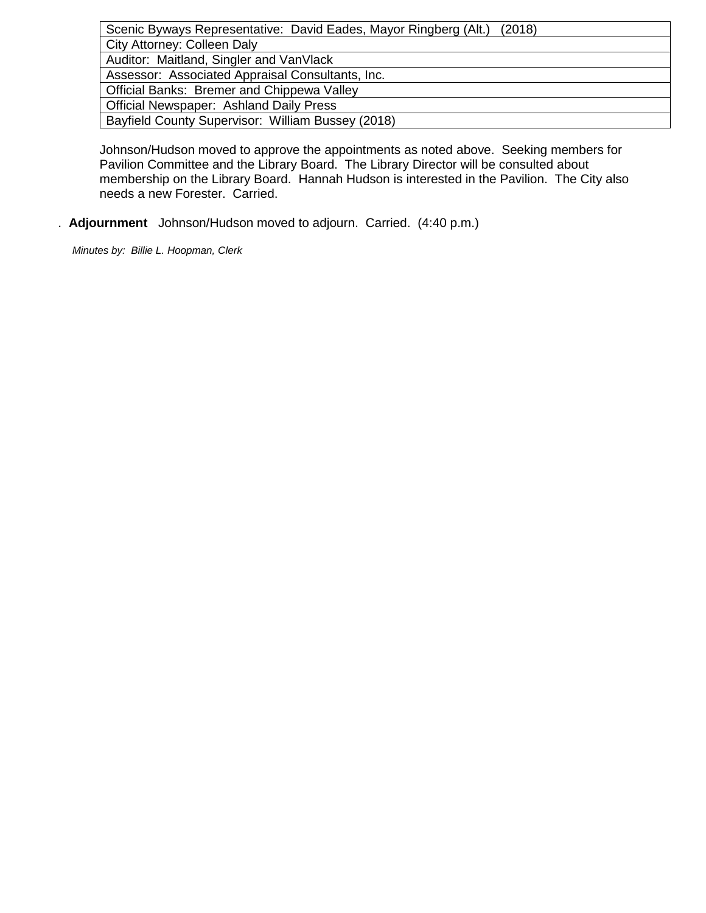| |
|---|
| Scenic Byways Representative: David Eades, Mayor Ringberg (Alt.) (2018) |
| City Attorney: Colleen Daly |
| Auditor: Maitland, Singler and VanVlack |
| Assessor: Associated Appraisal Consultants, Inc. |
| Official Banks: Bremer and Chippewa Valley |
| Official Newspaper: Ashland Daily Press |
| Bayfield County Supervisor: William Bussey (2018) |

Johnson/Hudson moved to approve the appointments as noted above. Seeking members for Pavilion Committee and the Library Board. The Library Director will be consulted about membership on the Library Board. Hannah Hudson is interested in the Pavilion. The City also needs a new Forester. Carried.

. **Adjournment** Johnson/Hudson moved to adjourn. Carried. (4:40 p.m.)

*Minutes by: Billie L. Hoopman, Clerk*